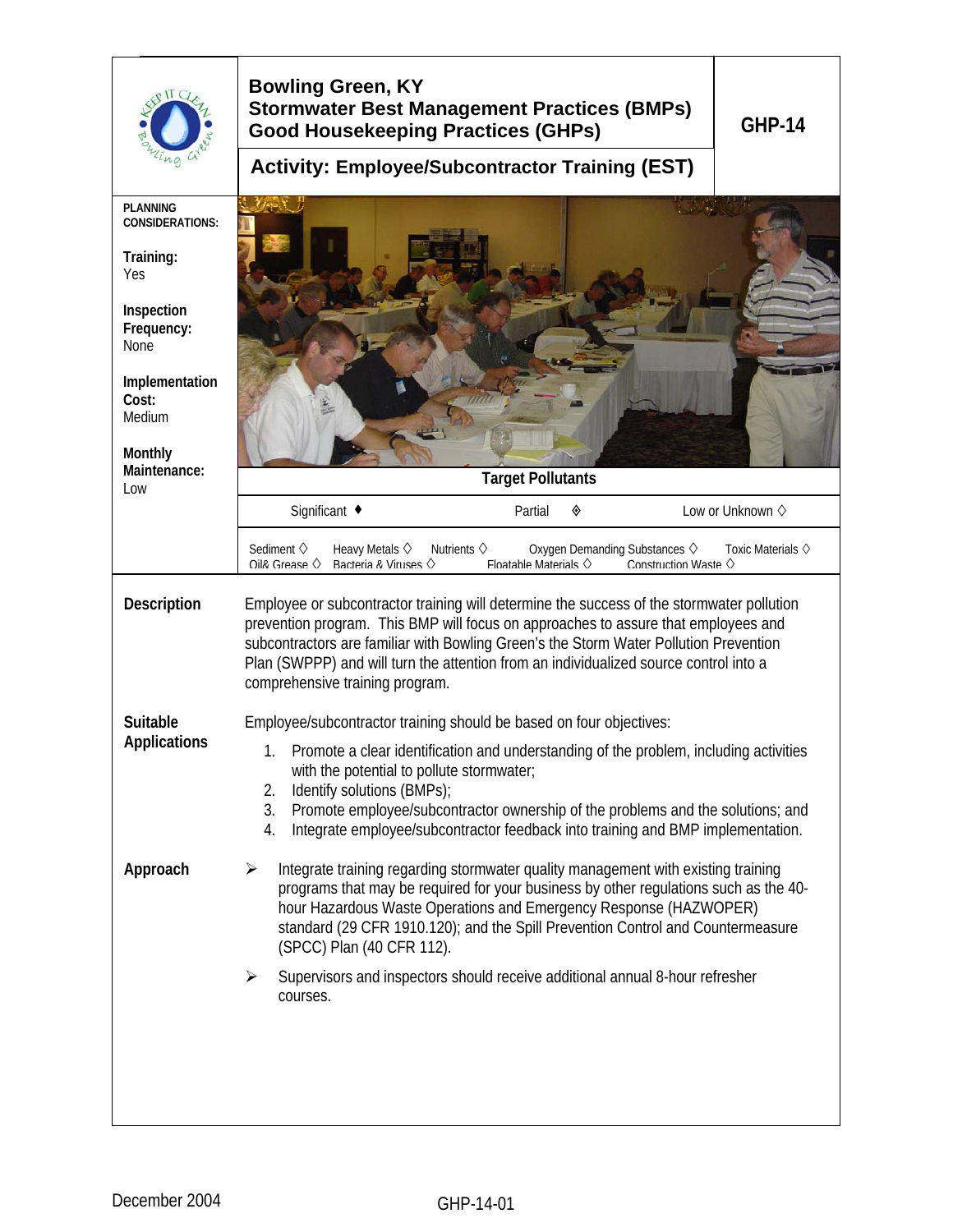# Bowling Green, KY
## Stormwater Best Management Practices (BMPs)
## Good Housekeeping Practices (GHPs)

**GHP-14**

### Activity: Employee/Subcontractor Training (EST)

**PLANNING CONSIDERATIONS:**

**Training:**
Yes

**Inspection Frequency:**
None

**Implementation Cost:**
Medium

**Monthly Maintenance:**
Low

**Target Pollutants**

| Significant ♦ | Partial ◊ | Low or Unknown ◊ |
|---|---|---|

Sediment ◊ Heavy Metals ◊ Nutrients ◊ Oxygen Demanding Substances ◊ Toxic Materials ◊
Oil& Grease ◊ Bacteria & Viruses ◊ Floatable Materials ◊ Construction Waste ◊

**Description**

Employee or subcontractor training will determine the success of the stormwater pollution prevention program. This BMP will focus on approaches to assure that employees and subcontractors are familiar with Bowling Green's the Storm Water Pollution Prevention Plan (SWPPP) and will turn the attention from an individualized source control into a comprehensive training program.

**Suitable Applications**

Employee/subcontractor training should be based on four objectives:

1. Promote a clear identification and understanding of the problem, including activities with the potential to pollute stormwater;
2. Identify solutions (BMPs);
3. Promote employee/subcontractor ownership of the problems and the solutions; and
4. Integrate employee/subcontractor feedback into training and BMP implementation.

**Approach**

- Integrate training regarding stormwater quality management with existing training programs that may be required for your business by other regulations such as the 40-hour Hazardous Waste Operations and Emergency Response (HAZWOPER) standard (29 CFR 1910.120); and the Spill Prevention Control and Countermeasure (SPCC) Plan (40 CFR 112).
- Supervisors and inspectors should receive additional annual 8-hour refresher courses.

December 2004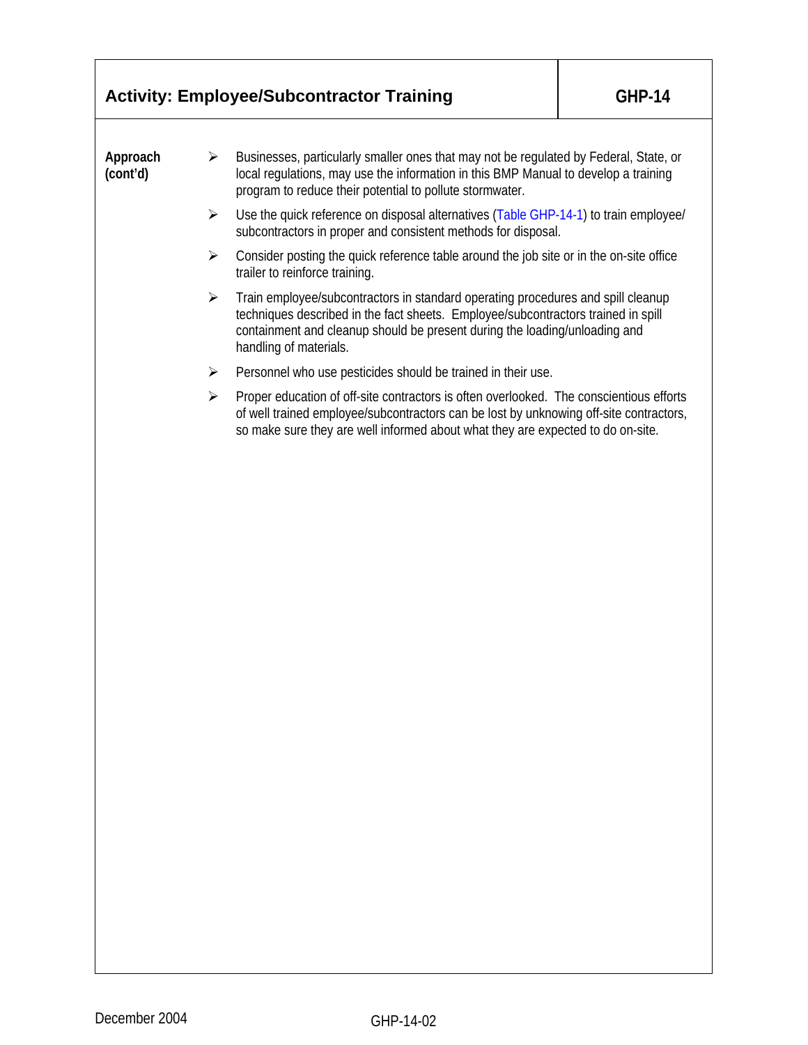## Activity: Employee/Subcontractor Training — GHP-14

**Approach (cont'd)**

- Businesses, particularly smaller ones that may not be regulated by Federal, State, or local regulations, may use the information in this BMP Manual to develop a training program to reduce their potential to pollute stormwater.
- Use the quick reference on disposal alternatives (Table GHP-14-1) to train employee/ subcontractors in proper and consistent methods for disposal.
- Consider posting the quick reference table around the job site or in the on-site office trailer to reinforce training.
- Train employee/subcontractors in standard operating procedures and spill cleanup techniques described in the fact sheets. Employee/subcontractors trained in spill containment and cleanup should be present during the loading/unloading and handling of materials.
- Personnel who use pesticides should be trained in their use.
- Proper education of off-site contractors is often overlooked. The conscientious efforts of well trained employee/subcontractors can be lost by unknowing off-site contractors, so make sure they are well informed about what they are expected to do on-site.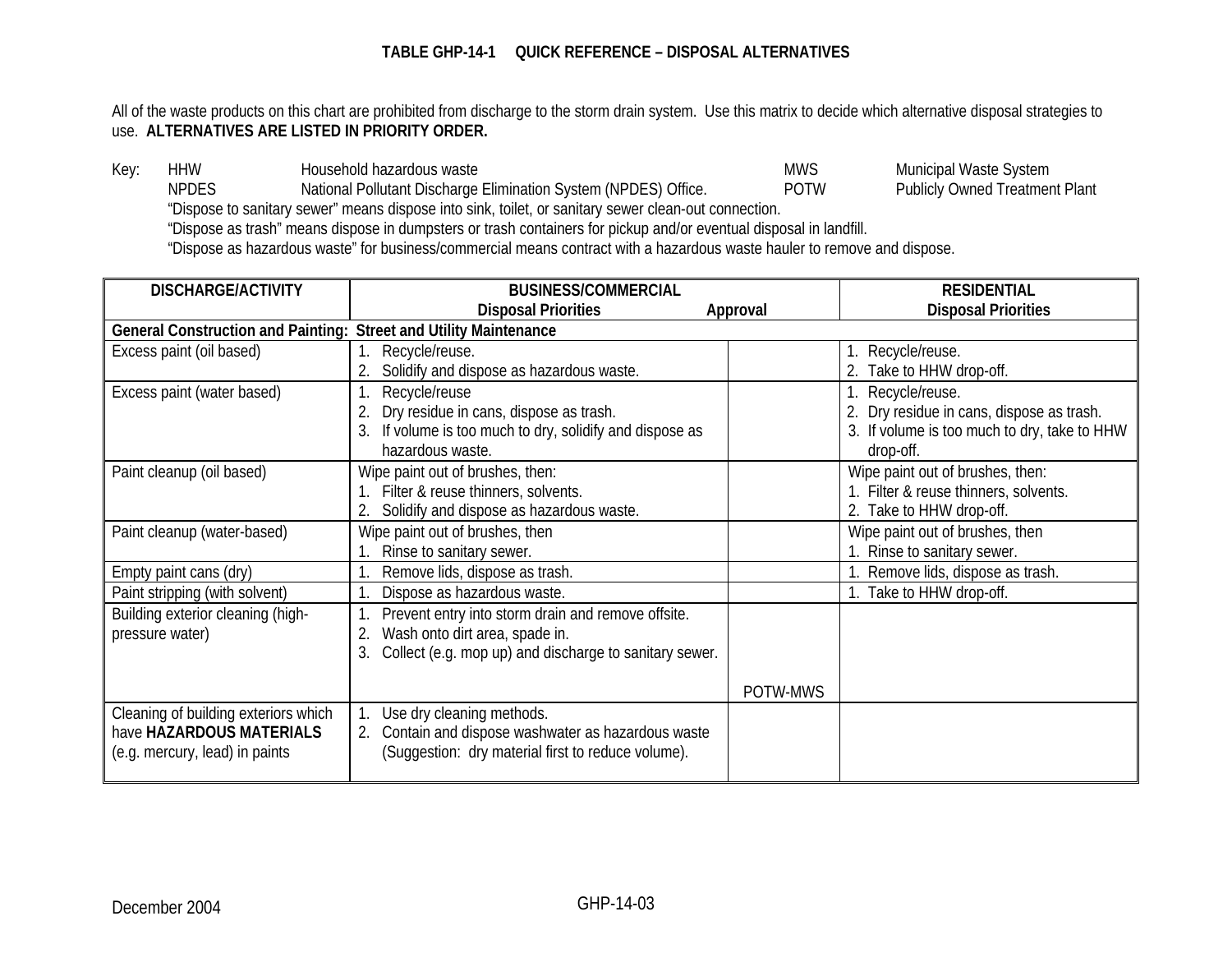### TABLE GHP-14-1 QUICK REFERENCE – DISPOSAL ALTERNATIVES

All of the waste products on this chart are prohibited from discharge to the storm drain system. Use this matrix to decide which alternative disposal strategies to use. **ALTERNATIVES ARE LISTED IN PRIORITY ORDER.**

Key:

| | | | |
|---|---|---|---|
| HHW | Household hazardous waste | MWS | Municipal Waste System |
| NPDES | National Pollutant Discharge Elimination System (NPDES) Office. | POTW | Publicly Owned Treatment Plant |

"Dispose to sanitary sewer" means dispose into sink, toilet, or sanitary sewer clean-out connection.

"Dispose as trash" means dispose in dumpsters or trash containers for pickup and/or eventual disposal in landfill.

"Dispose as hazardous waste" for business/commercial means contract with a hazardous waste hauler to remove and dispose.

| DISCHARGE/ACTIVITY | BUSINESS/COMMERCIAL Disposal Priorities | Approval | RESIDENTIAL Disposal Priorities |
|---|---|---|---|
| **General Construction and Painting: Street and Utility Maintenance** | | | |
| Excess paint (oil based) | 1. Recycle/reuse.<br>2. Solidify and dispose as hazardous waste. | | 1. Recycle/reuse.<br>2. Take to HHW drop-off. |
| Excess paint (water based) | 1. Recycle/reuse<br>2. Dry residue in cans, dispose as trash.<br>3. If volume is too much to dry, solidify and dispose as hazardous waste. | | 1. Recycle/reuse.<br>2. Dry residue in cans, dispose as trash.<br>3. If volume is too much to dry, take to HHW drop-off. |
| Paint cleanup (oil based) | Wipe paint out of brushes, then:<br>1. Filter & reuse thinners, solvents.<br>2. Solidify and dispose as hazardous waste. | | Wipe paint out of brushes, then:<br>1. Filter & reuse thinners, solvents.<br>2. Take to HHW drop-off. |
| Paint cleanup (water-based) | Wipe paint out of brushes, then<br>1. Rinse to sanitary sewer. | | Wipe paint out of brushes, then<br>1. Rinse to sanitary sewer. |
| Empty paint cans (dry) | 1. Remove lids, dispose as trash. | | 1. Remove lids, dispose as trash. |
| Paint stripping (with solvent) | 1. Dispose as hazardous waste. | | 1. Take to HHW drop-off. |
| Building exterior cleaning (high-pressure water) | 1. Prevent entry into storm drain and remove offsite.<br>2. Wash onto dirt area, spade in.<br>3. Collect (e.g. mop up) and discharge to sanitary sewer. | POTW-MWS | |
| Cleaning of building exteriors which have **HAZARDOUS MATERIALS** (e.g. mercury, lead) in paints | 1. Use dry cleaning methods.<br>2. Contain and dispose washwater as hazardous waste (Suggestion: dry material first to reduce volume). | | |

December 2004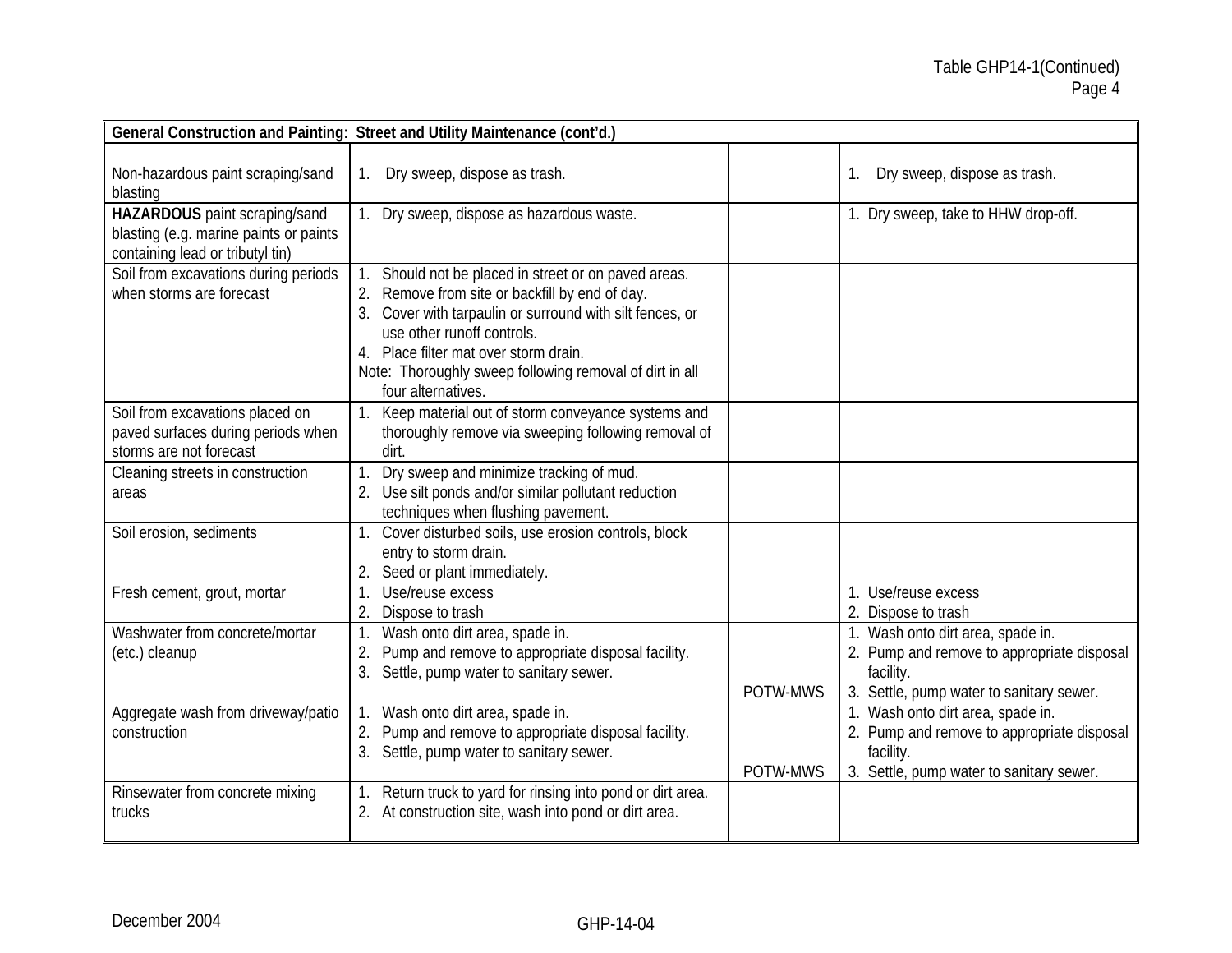Table GHP14-1(Continued)

| General Construction and Painting: Street and Utility Maintenance (cont'd.) | | | |
|---|---|---|---|
| Non-hazardous paint scraping/sand blasting | 1. Dry sweep, dispose as trash. | | 1. Dry sweep, dispose as trash. |
| **HAZARDOUS** paint scraping/sand blasting (e.g. marine paints or paints containing lead or tributyl tin) | 1. Dry sweep, dispose as hazardous waste. | | 1. Dry sweep, take to HHW drop-off. |
| Soil from excavations during periods when storms are forecast | 1. Should not be placed in street or on paved areas.<br>2. Remove from site or backfill by end of day.<br>3. Cover with tarpaulin or surround with silt fences, or use other runoff controls.<br>4. Place filter mat over storm drain.<br>Note: Thoroughly sweep following removal of dirt in all four alternatives. | | |
| Soil from excavations placed on paved surfaces during periods when storms are not forecast | 1. Keep material out of storm conveyance systems and thoroughly remove via sweeping following removal of dirt. | | |
| Cleaning streets in construction areas | 1. Dry sweep and minimize tracking of mud.<br>2. Use silt ponds and/or similar pollutant reduction techniques when flushing pavement. | | |
| Soil erosion, sediments | 1. Cover disturbed soils, use erosion controls, block entry to storm drain.<br>2. Seed or plant immediately. | | |
| Fresh cement, grout, mortar | 1. Use/reuse excess<br>2. Dispose to trash | | 1. Use/reuse excess<br>2. Dispose to trash |
| Washwater from concrete/mortar (etc.) cleanup | 1. Wash onto dirt area, spade in.<br>2. Pump and remove to appropriate disposal facility.<br>3. Settle, pump water to sanitary sewer. | POTW-MWS | 1. Wash onto dirt area, spade in.<br>2. Pump and remove to appropriate disposal facility.<br>3. Settle, pump water to sanitary sewer. |
| Aggregate wash from driveway/patio construction | 1. Wash onto dirt area, spade in.<br>2. Pump and remove to appropriate disposal facility.<br>3. Settle, pump water to sanitary sewer. | POTW-MWS | 1. Wash onto dirt area, spade in.<br>2. Pump and remove to appropriate disposal facility.<br>3. Settle, pump water to sanitary sewer. |
| Rinsewater from concrete mixing trucks | 1. Return truck to yard for rinsing into pond or dirt area.<br>2. At construction site, wash into pond or dirt area. | | |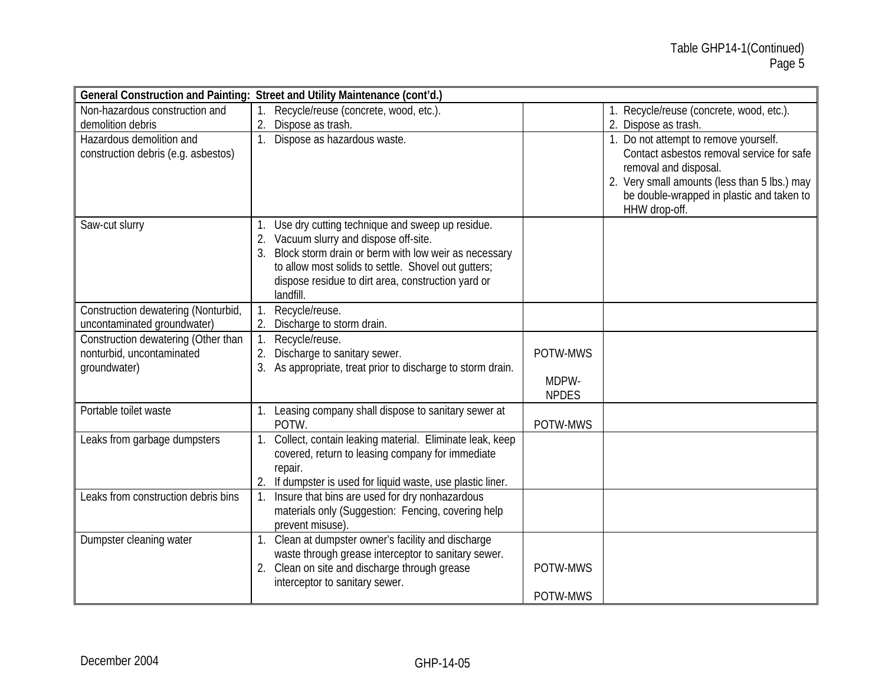Table GHP14-1(Continued)

| General Construction and Painting: Street and Utility Maintenance (cont'd.) | | | |
|---|---|---|---|
| Non-hazardous construction and demolition debris | 1. Recycle/reuse (concrete, wood, etc.).<br>2. Dispose as trash. | | 1. Recycle/reuse (concrete, wood, etc.).<br>2. Dispose as trash. |
| Hazardous demolition and construction debris (e.g. asbestos) | 1. Dispose as hazardous waste. | | 1. Do not attempt to remove yourself. Contact asbestos removal service for safe removal and disposal.<br>2. Very small amounts (less than 5 lbs.) may be double-wrapped in plastic and taken to HHW drop-off. |
| Saw-cut slurry | 1. Use dry cutting technique and sweep up residue.<br>2. Vacuum slurry and dispose off-site.<br>3. Block storm drain or berm with low weir as necessary to allow most solids to settle. Shovel out gutters; dispose residue to dirt area, construction yard or landfill. | | |
| Construction dewatering (Nonturbid, uncontaminated groundwater) | 1. Recycle/reuse.<br>2. Discharge to storm drain. | | |
| Construction dewatering (Other than nonturbid, uncontaminated groundwater) | 1. Recycle/reuse.<br>2. Discharge to sanitary sewer.<br>3. As appropriate, treat prior to discharge to storm drain. | POTW-MWS<br><br>MDPW-NPDES | |
| Portable toilet waste | 1. Leasing company shall dispose to sanitary sewer at POTW. | POTW-MWS | |
| Leaks from garbage dumpsters | 1. Collect, contain leaking material. Eliminate leak, keep covered, return to leasing company for immediate repair.<br>2. If dumpster is used for liquid waste, use plastic liner. | | |
| Leaks from construction debris bins | 1. Insure that bins are used for dry nonhazardous materials only (Suggestion: Fencing, covering help prevent misuse). | | |
| Dumpster cleaning water | 1. Clean at dumpster owner's facility and discharge waste through grease interceptor to sanitary sewer.<br>2. Clean on site and discharge through grease interceptor to sanitary sewer. | POTW-MWS<br><br>POTW-MWS | |

December 2004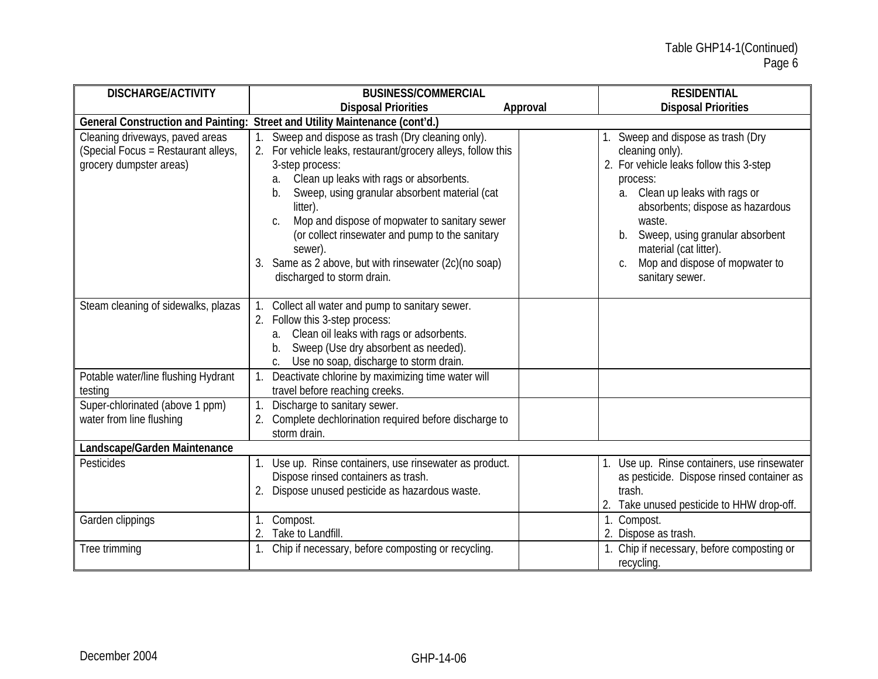Table GHP14-1(Continued)

| DISCHARGE/ACTIVITY | BUSINESS/COMMERCIAL Disposal Priorities | Approval | RESIDENTIAL Disposal Priorities |
|---|---|---|---|
| **General Construction and Painting: Street and Utility Maintenance (cont'd.)** | | | |
| Cleaning driveways, paved areas (Special Focus = Restaurant alleys, grocery dumpster areas) | 1. Sweep and dispose as trash (Dry cleaning only).<br>2. For vehicle leaks, restaurant/grocery alleys, follow this 3-step process:<br>a. Clean up leaks with rags or absorbents.<br>b. Sweep, using granular absorbent material (cat litter).<br>c. Mop and dispose of mopwater to sanitary sewer (or collect rinsewater and pump to the sanitary sewer).<br>3. Same as 2 above, but with rinsewater (2c)(no soap) discharged to storm drain. | | 1. Sweep and dispose as trash (Dry cleaning only).<br>2. For vehicle leaks follow this 3-step process:<br>a. Clean up leaks with rags or absorbents; dispose as hazardous waste.<br>b. Sweep, using granular absorbent material (cat litter).<br>c. Mop and dispose of mopwater to sanitary sewer. |
| Steam cleaning of sidewalks, plazas | 1. Collect all water and pump to sanitary sewer.<br>2. Follow this 3-step process:<br>a. Clean oil leaks with rags or adsorbents.<br>b. Sweep (Use dry absorbent as needed).<br>c. Use no soap, discharge to storm drain. | | |
| Potable water/line flushing Hydrant testing | 1. Deactivate chlorine by maximizing time water will travel before reaching creeks. | | |
| Super-chlorinated (above 1 ppm) water from line flushing | 1. Discharge to sanitary sewer.<br>2. Complete dechlorination required before discharge to storm drain. | | |
| **Landscape/Garden Maintenance** | | | |
| Pesticides | 1. Use up. Rinse containers, use rinsewater as product. Dispose rinsed containers as trash.<br>2. Dispose unused pesticide as hazardous waste. | | 1. Use up. Rinse containers, use rinsewater as pesticide. Dispose rinsed container as trash.<br>2. Take unused pesticide to HHW drop-off. |
| Garden clippings | 1. Compost.<br>2. Take to Landfill. | | 1. Compost.<br>2. Dispose as trash. |
| Tree trimming | 1. Chip if necessary, before composting or recycling. | | 1. Chip if necessary, before composting or recycling. |

December 2004 GHP-14-06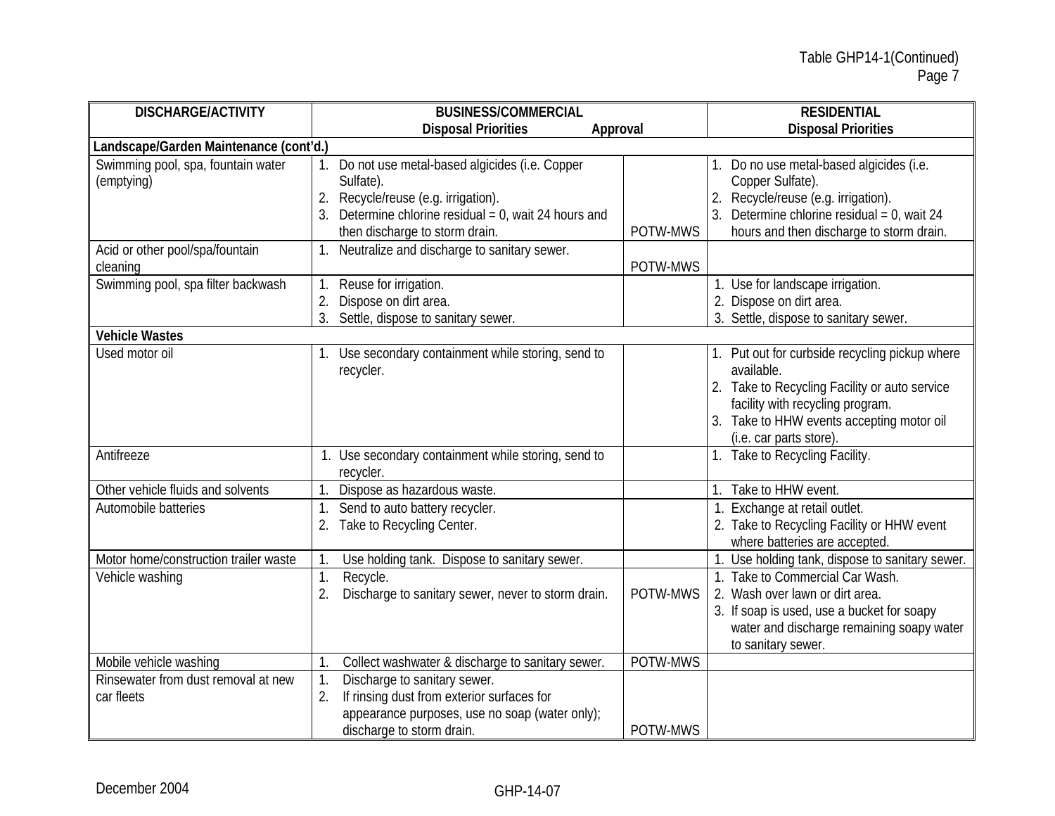Table GHP14-1(Continued)

| DISCHARGE/ACTIVITY | BUSINESS/COMMERCIAL Disposal Priorities | Approval | RESIDENTIAL Disposal Priorities |
|---|---|---|---|
| **Landscape/Garden Maintenance (cont'd.)** | | | |
| Swimming pool, spa, fountain water (emptying) | 1. Do not use metal-based algicides (i.e. Copper Sulfate).<br>2. Recycle/reuse (e.g. irrigation).<br>3. Determine chlorine residual = 0, wait 24 hours and then discharge to storm drain. | POTW-MWS | 1. Do no use metal-based algicides (i.e. Copper Sulfate).<br>2. Recycle/reuse (e.g. irrigation).<br>3. Determine chlorine residual = 0, wait 24 hours and then discharge to storm drain. |
| Acid or other pool/spa/fountain cleaning | 1. Neutralize and discharge to sanitary sewer. | POTW-MWS | |
| Swimming pool, spa filter backwash | 1. Reuse for irrigation.<br>2. Dispose on dirt area.<br>3. Settle, dispose to sanitary sewer. | | 1. Use for landscape irrigation.<br>2. Dispose on dirt area.<br>3. Settle, dispose to sanitary sewer. |
| **Vehicle Wastes** | | | |
| Used motor oil | 1. Use secondary containment while storing, send to recycler. | | 1. Put out for curbside recycling pickup where available.<br>2. Take to Recycling Facility or auto service facility with recycling program.<br>3. Take to HHW events accepting motor oil (i.e. car parts store). |
| Antifreeze | 1. Use secondary containment while storing, send to recycler. | | 1. Take to Recycling Facility. |
| Other vehicle fluids and solvents | 1. Dispose as hazardous waste. | | 1. Take to HHW event. |
| Automobile batteries | 1. Send to auto battery recycler.<br>2. Take to Recycling Center. | | 1. Exchange at retail outlet.<br>2. Take to Recycling Facility or HHW event where batteries are accepted. |
| Motor home/construction trailer waste | 1. Use holding tank. Dispose to sanitary sewer. | | 1. Use holding tank, dispose to sanitary sewer. |
| Vehicle washing | 1. Recycle.<br>2. Discharge to sanitary sewer, never to storm drain. | POTW-MWS | 1. Take to Commercial Car Wash.<br>2. Wash over lawn or dirt area.<br>3. If soap is used, use a bucket for soapy water and discharge remaining soapy water to sanitary sewer. |
| Mobile vehicle washing | 1. Collect washwater & discharge to sanitary sewer. | POTW-MWS | |
| Rinsewater from dust removal at new car fleets | 1. Discharge to sanitary sewer.<br>2. If rinsing dust from exterior surfaces for appearance purposes, use no soap (water only); discharge to storm drain. | POTW-MWS | |

December 2004

GHP-14-07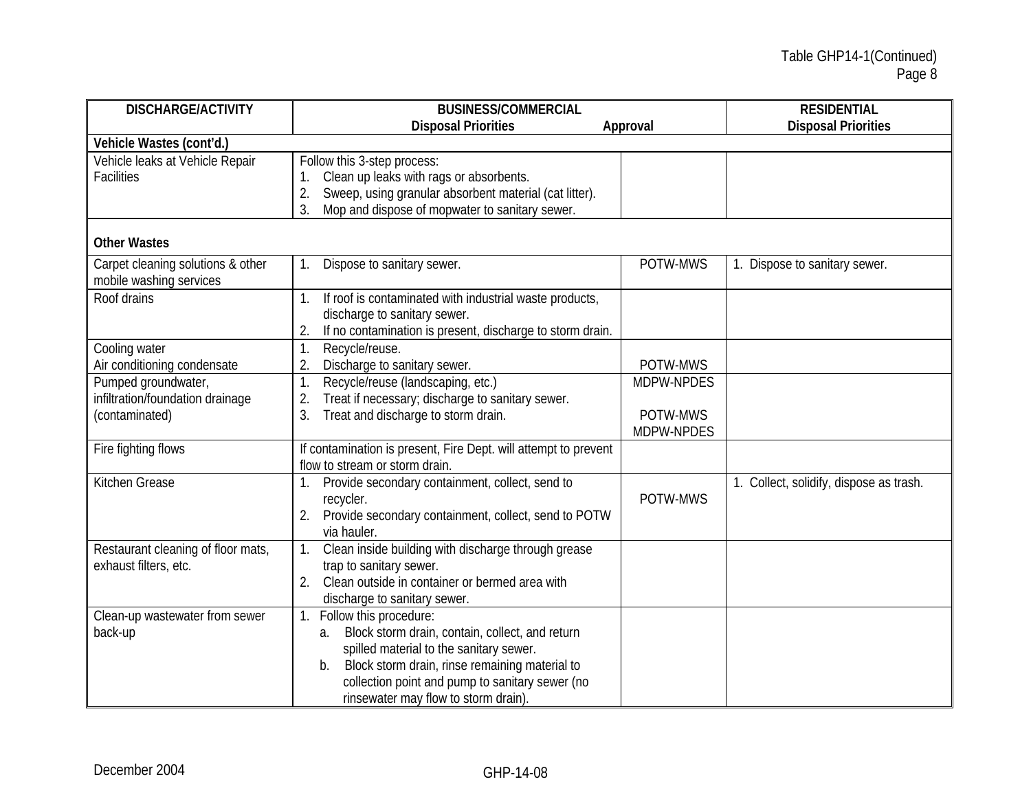Table GHP14-1(Continued)

| DISCHARGE/ACTIVITY | BUSINESS/COMMERCIAL Disposal Priorities | Approval | RESIDENTIAL Disposal Priorities |
|---|---|---|---|
| **Vehicle Wastes (cont'd.)** | | | |
| Vehicle leaks at Vehicle Repair Facilities | Follow this 3-step process:<br>1. Clean up leaks with rags or absorbents.<br>2. Sweep, using granular absorbent material (cat litter).<br>3. Mop and dispose of mopwater to sanitary sewer. | | |
| **Other Wastes** | | | |
| Carpet cleaning solutions & other mobile washing services | 1. Dispose to sanitary sewer. | POTW-MWS | 1. Dispose to sanitary sewer. |
| Roof drains | 1. If roof is contaminated with industrial waste products, discharge to sanitary sewer.<br>2. If no contamination is present, discharge to storm drain. | | |
| Cooling water<br>Air conditioning condensate | 1. Recycle/reuse.<br>2. Discharge to sanitary sewer. | POTW-MWS | |
| Pumped groundwater, infiltration/foundation drainage (contaminated) | 1. Recycle/reuse (landscaping, etc.)<br>2. Treat if necessary; discharge to sanitary sewer.<br>3. Treat and discharge to storm drain. | MDPW-NPDES<br>POTW-MWS<br>MDPW-NPDES | |
| Fire fighting flows | If contamination is present, Fire Dept. will attempt to prevent flow to stream or storm drain. | | |
| Kitchen Grease | 1. Provide secondary containment, collect, send to recycler.<br>2. Provide secondary containment, collect, send to POTW via hauler. | POTW-MWS | 1. Collect, solidify, dispose as trash. |
| Restaurant cleaning of floor mats, exhaust filters, etc. | 1. Clean inside building with discharge through grease trap to sanitary sewer.<br>2. Clean outside in container or bermed area with discharge to sanitary sewer. | | |
| Clean-up wastewater from sewer back-up | 1. Follow this procedure:<br>a. Block storm drain, contain, collect, and return spilled material to the sanitary sewer.<br>b. Block storm drain, rinse remaining material to collection point and pump to sanitary sewer (no rinsewater may flow to storm drain). | | |

December 2004